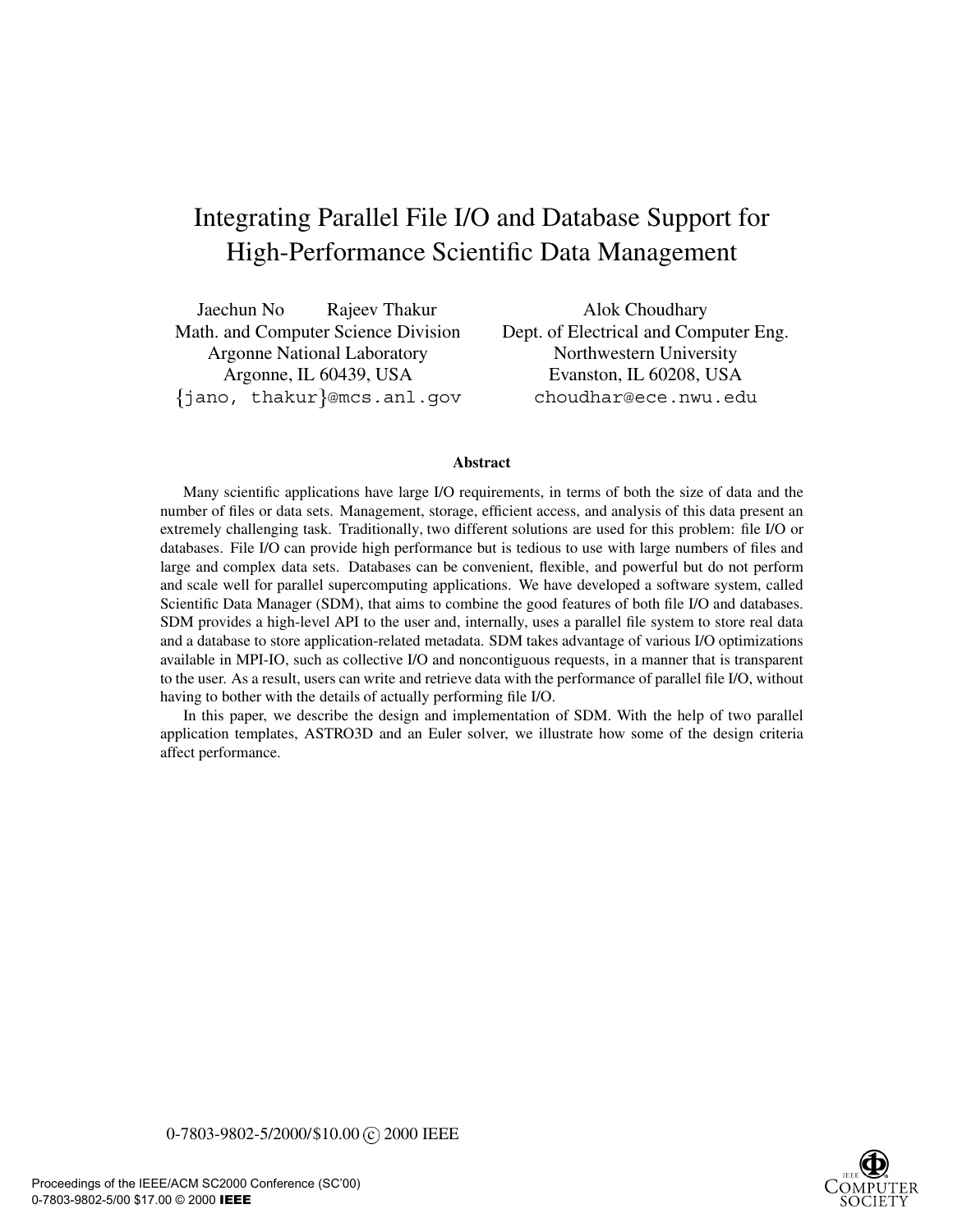# Integrating Parallel File I/O and Database Support for High-Performance Scientific Data Management

Jaechun No    Rajeev Thakur
Math. and Computer Science Division
Argonne National Laboratory
Argonne, IL 60439, USA
{jano, thakur}@mcs.anl.gov

Alok Choudhary
Dept. of Electrical and Computer Eng.
Northwestern University
Evanston, IL 60208, USA
choudhar@ece.nwu.edu

**Abstract**

Many scientific applications have large I/O requirements, in terms of both the size of data and the number of files or data sets. Management, storage, efficient access, and analysis of this data present an extremely challenging task. Traditionally, two different solutions are used for this problem: file I/O or databases. File I/O can provide high performance but is tedious to use with large numbers of files and large and complex data sets. Databases can be convenient, flexible, and powerful but do not perform and scale well for parallel supercomputing applications. We have developed a software system, called Scientific Data Manager (SDM), that aims to combine the good features of both file I/O and databases. SDM provides a high-level API to the user and, internally, uses a parallel file system to store real data and a database to store application-related metadata. SDM takes advantage of various I/O optimizations available in MPI-IO, such as collective I/O and noncontiguous requests, in a manner that is transparent to the user. As a result, users can write and retrieve data with the performance of parallel file I/O, without having to bother with the details of actually performing file I/O.

In this paper, we describe the design and implementation of SDM. With the help of two parallel application templates, ASTRO3D and an Euler solver, we illustrate how some of the design criteria affect performance.

0-7803-9802-5/2000/$10.00 © 2000 IEEE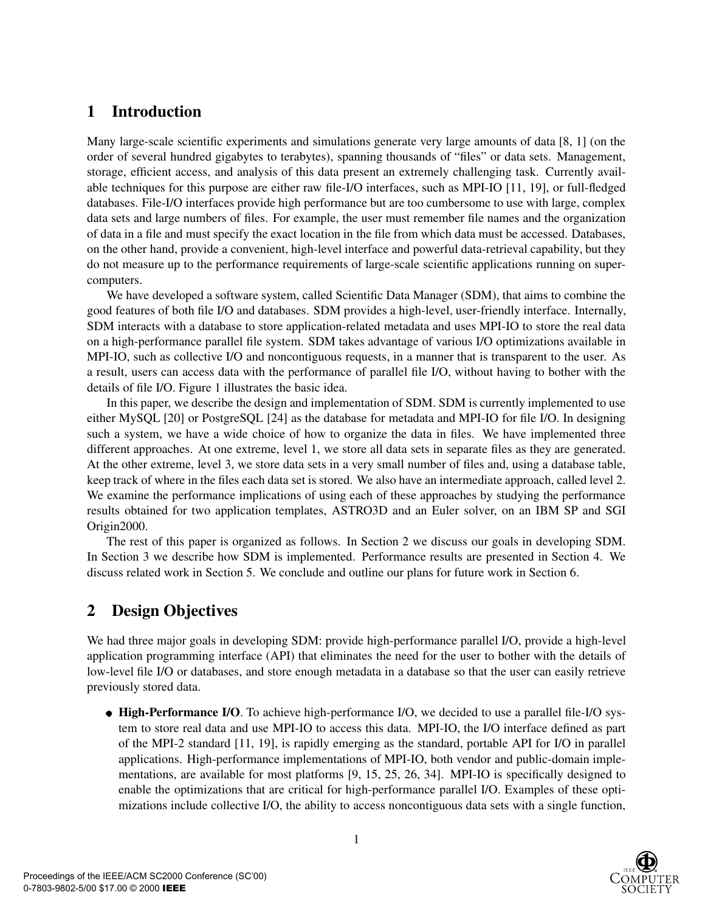# 1 Introduction

Many large-scale scientific experiments and simulations generate very large amounts of data [8, 1] (on the order of several hundred gigabytes to terabytes), spanning thousands of "files" or data sets. Management, storage, efficient access, and analysis of this data present an extremely challenging task. Currently available techniques for this purpose are either raw file-I/O interfaces, such as MPI-IO [11, 19], or full-fledged databases. File-I/O interfaces provide high performance but are too cumbersome to use with large, complex data sets and large numbers of files. For example, the user must remember file names and the organization of data in a file and must specify the exact location in the file from which data must be accessed. Databases, on the other hand, provide a convenient, high-level interface and powerful data-retrieval capability, but they do not measure up to the performance requirements of large-scale scientific applications running on supercomputers.

We have developed a software system, called Scientific Data Manager (SDM), that aims to combine the good features of both file I/O and databases. SDM provides a high-level, user-friendly interface. Internally, SDM interacts with a database to store application-related metadata and uses MPI-IO to store the real data on a high-performance parallel file system. SDM takes advantage of various I/O optimizations available in MPI-IO, such as collective I/O and noncontiguous requests, in a manner that is transparent to the user. As a result, users can access data with the performance of parallel file I/O, without having to bother with the details of file I/O. Figure 1 illustrates the basic idea.

In this paper, we describe the design and implementation of SDM. SDM is currently implemented to use either MySQL [20] or PostgreSQL [24] as the database for metadata and MPI-IO for file I/O. In designing such a system, we have a wide choice of how to organize the data in files. We have implemented three different approaches. At one extreme, level 1, we store all data sets in separate files as they are generated. At the other extreme, level 3, we store data sets in a very small number of files and, using a database table, keep track of where in the files each data set is stored. We also have an intermediate approach, called level 2. We examine the performance implications of using each of these approaches by studying the performance results obtained for two application templates, ASTRO3D and an Euler solver, on an IBM SP and SGI Origin2000.

The rest of this paper is organized as follows. In Section 2 we discuss our goals in developing SDM. In Section 3 we describe how SDM is implemented. Performance results are presented in Section 4. We discuss related work in Section 5. We conclude and outline our plans for future work in Section 6.

# 2 Design Objectives

We had three major goals in developing SDM: provide high-performance parallel I/O, provide a high-level application programming interface (API) that eliminates the need for the user to bother with the details of low-level file I/O or databases, and store enough metadata in a database so that the user can easily retrieve previously stored data.

- **High-Performance I/O**. To achieve high-performance I/O, we decided to use a parallel file-I/O system to store real data and use MPI-IO to access this data. MPI-IO, the I/O interface defined as part of the MPI-2 standard [11, 19], is rapidly emerging as the standard, portable API for I/O in parallel applications. High-performance implementations of MPI-IO, both vendor and public-domain implementations, are available for most platforms [9, 15, 25, 26, 34]. MPI-IO is specifically designed to enable the optimizations that are critical for high-performance parallel I/O. Examples of these optimizations include collective I/O, the ability to access noncontiguous data sets with a single function,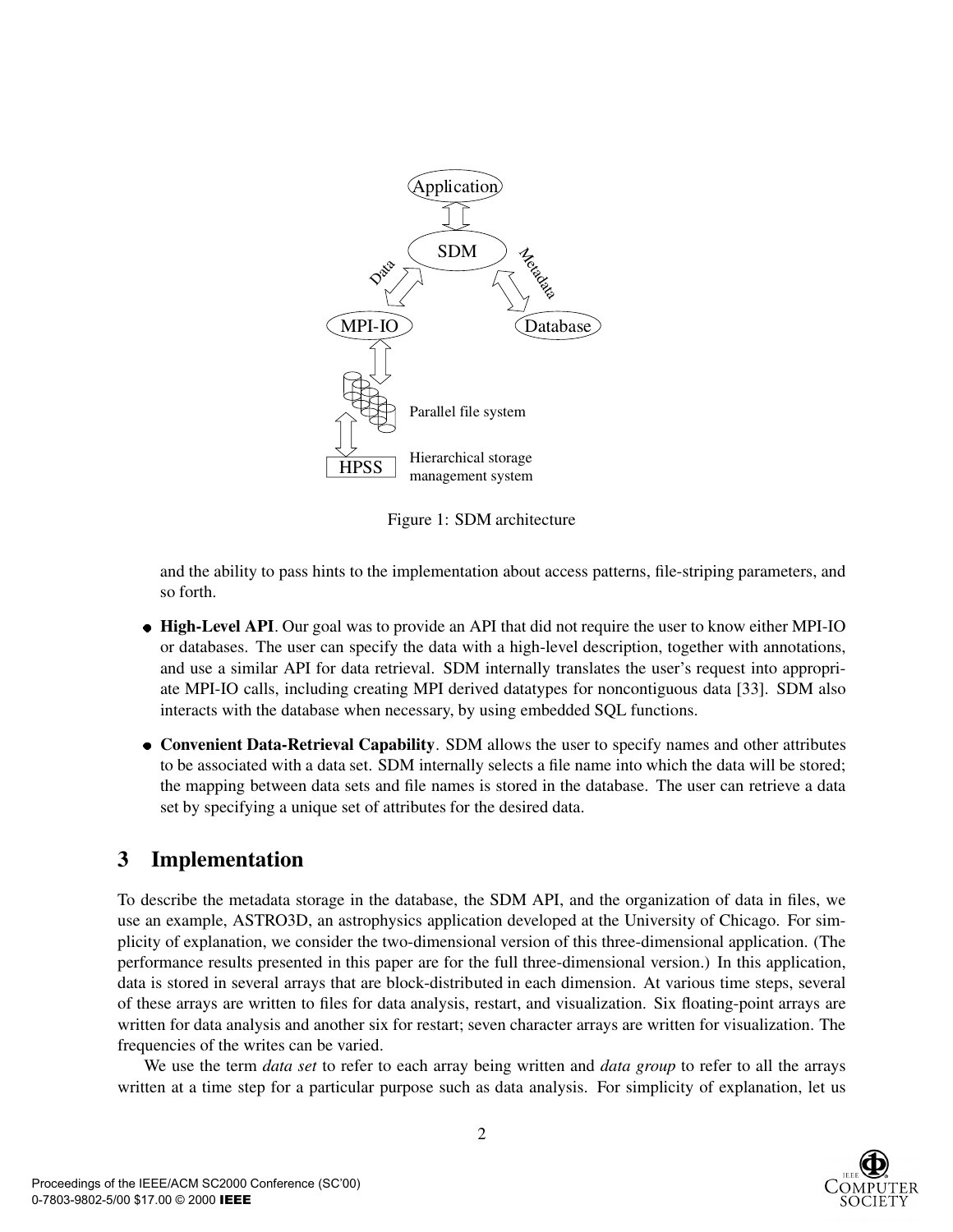Figure 1: SDM architecture

and the ability to pass hints to the implementation about access patterns, file-striping parameters, and so forth.

- **High-Level API**. Our goal was to provide an API that did not require the user to know either MPI-IO or databases. The user can specify the data with a high-level description, together with annotations, and use a similar API for data retrieval. SDM internally translates the user's request into appropriate MPI-IO calls, including creating MPI derived datatypes for noncontiguous data [33]. SDM also interacts with the database when necessary, by using embedded SQL functions.

- **Convenient Data-Retrieval Capability**. SDM allows the user to specify names and other attributes to be associated with a data set. SDM internally selects a file name into which the data will be stored; the mapping between data sets and file names is stored in the database. The user can retrieve a data set by specifying a unique set of attributes for the desired data.

# 3 Implementation

To describe the metadata storage in the database, the SDM API, and the organization of data in files, we use an example, ASTRO3D, an astrophysics application developed at the University of Chicago. For simplicity of explanation, we consider the two-dimensional version of this three-dimensional application. (The performance results presented in this paper are for the full three-dimensional version.) In this application, data is stored in several arrays that are block-distributed in each dimension. At various time steps, several of these arrays are written to files for data analysis, restart, and visualization. Six floating-point arrays are written for data analysis and another six for restart; seven character arrays are written for visualization. The frequencies of the writes can be varied.

We use the term *data set* to refer to each array being written and *data group* to refer to all the arrays written at a time step for a particular purpose such as data analysis. For simplicity of explanation, let us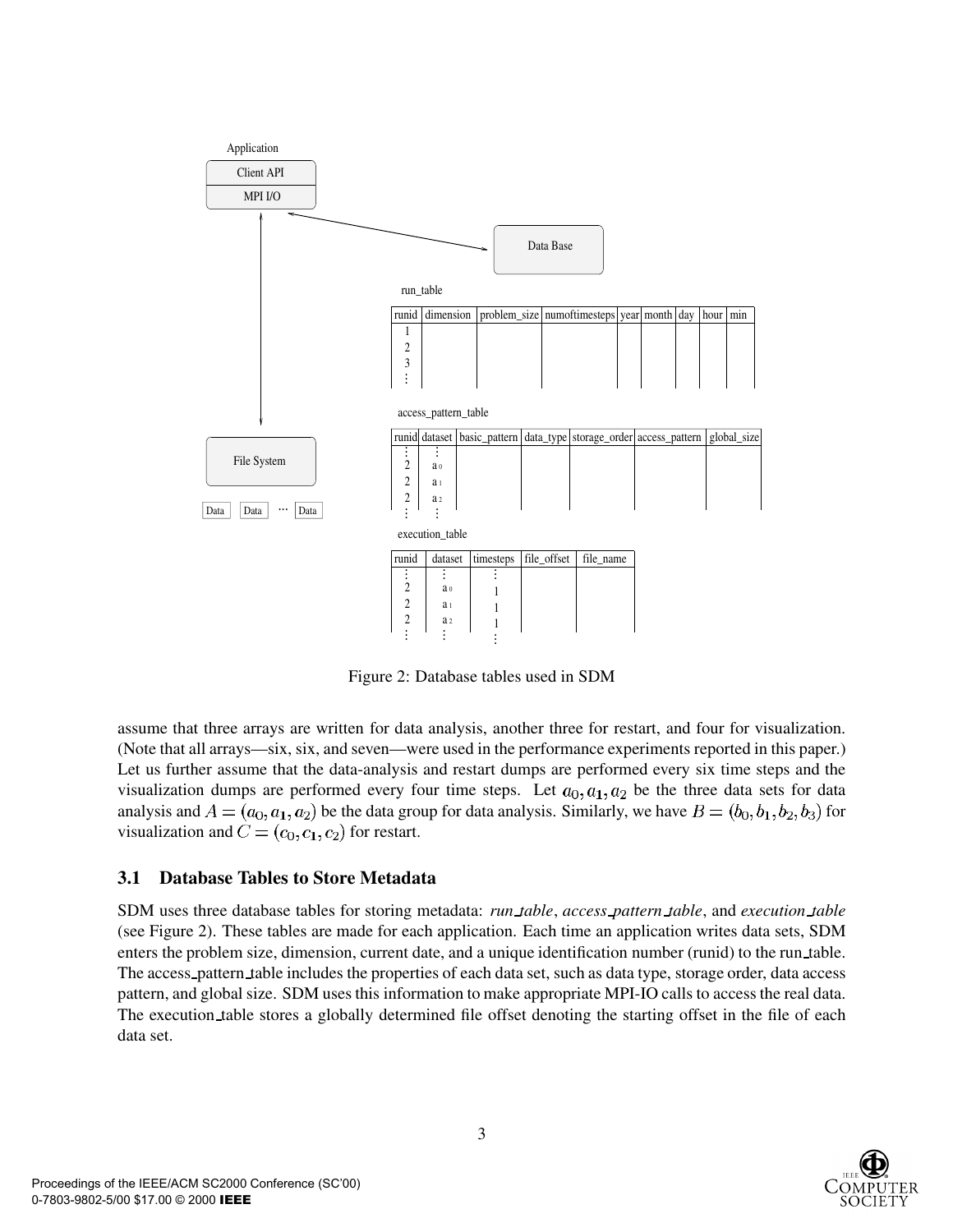Application

Client API

MPI I/O

Data Base

File System

Data | Data | ... | Data

run_table

| runid | dimension | problem_size | numoftimesteps | year | month | day | hour | min |
|---|---|---|---|---|---|---|---|---|
| 1 | | | | | | | | |
| 2 | | | | | | | | |
| 3 | | | | | | | | |
| ⋮ | | | | | | | | |

access_pattern_table

| runid | dataset | basic_pattern | data_type | storage_order | access_pattern | global_size |
|---|---|---|---|---|---|---|
| ⋮ | ⋮ | | | | | |
| 2 | $a_0$ | | | | | |
| 2 | $a_1$ | | | | | |
| 2 | $a_2$ | | | | | |
| ⋮ | ⋮ | | | | | |

execution_table

| runid | dataset | timesteps | file_offset | file_name |
|---|---|---|---|---|
| ⋮ | ⋮ | ⋮ | | |
| 2 | $a_0$ | 1 | | |
| 2 | $a_1$ | 1 | | |
| 2 | $a_2$ | 1 | | |
| ⋮ | ⋮ | ⋮ | | |

Figure 2: Database tables used in SDM

assume that three arrays are written for data analysis, another three for restart, and four for visualization. (Note that all arrays—six, six, and seven—were used in the performance experiments reported in this paper.) Let us further assume that the data-analysis and restart dumps are performed every six time steps and the visualization dumps are performed every four time steps. Let $a_0, a_1, a_2$ be the three data sets for data analysis and $A = (a_0, a_1, a_2)$ be the data group for data analysis. Similarly, we have $B = (b_0, b_1, b_2, b_3)$ for visualization and $C = (c_0, c_1, c_2)$ for restart.

### 3.1 Database Tables to Store Metadata

SDM uses three database tables for storing metadata: *run_table*, *access_pattern_table*, and *execution_table* (see Figure 2). These tables are made for each application. Each time an application writes data sets, SDM enters the problem size, dimension, current date, and a unique identification number (runid) to the run_table. The access_pattern_table includes the properties of each data set, such as data type, storage order, data access pattern, and global size. SDM uses this information to make appropriate MPI-IO calls to access the real data. The execution_table stores a globally determined file offset denoting the starting offset in the file of each data set.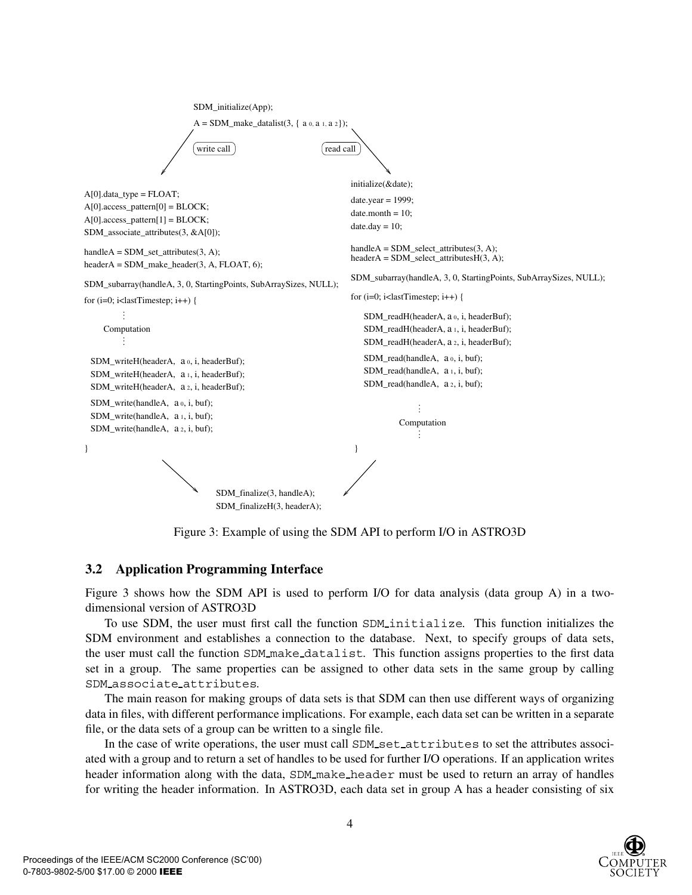```
SDM_initialize(App);
A = SDM_make_datalist(3, { a0, a1, a2 });

        write call                                  read call

A[0].data_type = FLOAT;                             initialize(&date);
A[0].access_pattern[0] = BLOCK;                     date.year = 1999;
A[0].access_pattern[1] = BLOCK;                     date.month = 10;
SDM_associate_attributes(3, &A[0]);                 date.day = 10;

handleA = SDM_set_attributes(3, A);                 handleA = SDM_select_attributes(3, A);
headerA = SDM_make_header(3, A, FLOAT, 6);          headerA = SDM_select_attributesH(3, A);

SDM_subarray(handleA, 3, 0, StartingPoints, SubArraySizes, NULL);
                                                    SDM_subarray(handleA, 3, 0, StartingPoints, SubArraySizes, NULL);
for (i=0; i<lastTimestep; i++) {
                                                    for (i=0; i<lastTimestep; i++) {
    ...
    Computation                                         SDM_readH(headerA, a0, i, headerBuf);
    ...                                                 SDM_readH(headerA, a1, i, headerBuf);
                                                        SDM_readH(headerA, a2, i, headerBuf);
  SDM_writeH(headerA, a0, i, headerBuf);
  SDM_writeH(headerA, a1, i, headerBuf);                SDM_read(handleA, a0, i, buf);
  SDM_writeH(headerA, a2, i, headerBuf);                SDM_read(handleA, a1, i, buf);
                                                        SDM_read(handleA, a2, i, buf);
  SDM_write(handleA, a0, i, buf);
  SDM_write(handleA, a1, i, buf);                           ...
  SDM_write(handleA, a2, i, buf);                           Computation
                                                            ...
}                                                   }

SDM_finalize(3, handleA);
SDM_finalizeH(3, headerA);
```

Figure 3: Example of using the SDM API to perform I/O in ASTRO3D

### 3.2 Application Programming Interface

Figure 3 shows how the SDM API is used to perform I/O for data analysis (data group A) in a two-dimensional version of ASTRO3D

To use SDM, the user must first call the function `SDM_initialize`. This function initializes the SDM environment and establishes a connection to the database. Next, to specify groups of data sets, the user must call the function `SDM_make_datalist`. This function assigns properties to the first data set in a group. The same properties can be assigned to other data sets in the same group by calling `SDM_associate_attributes`.

The main reason for making groups of data sets is that SDM can then use different ways of organizing data in files, with different performance implications. For example, each data set can be written in a separate file, or the data sets of a group can be written to a single file.

In the case of write operations, the user must call `SDM_set_attributes` to set the attributes associated with a group and to return a set of handles to be used for further I/O operations. If an application writes header information along with the data, `SDM_make_header` must be used to return an array of handles for writing the header information. In ASTRO3D, each data set in group A has a header consisting of six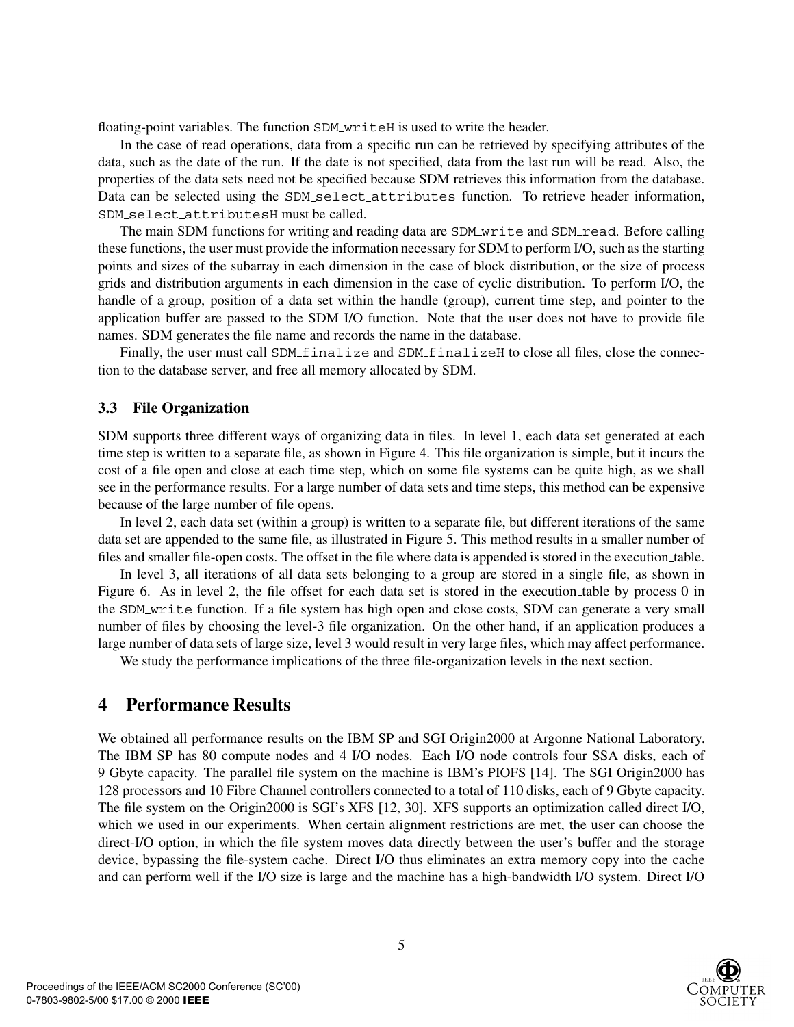floating-point variables. The function `SDM_writeH` is used to write the header.

In the case of read operations, data from a specific run can be retrieved by specifying attributes of the data, such as the date of the run. If the date is not specified, data from the last run will be read. Also, the properties of the data sets need not be specified because SDM retrieves this information from the database. Data can be selected using the `SDM_select_attributes` function. To retrieve header information, `SDM_select_attributesH` must be called.

The main SDM functions for writing and reading data are `SDM_write` and `SDM_read`. Before calling these functions, the user must provide the information necessary for SDM to perform I/O, such as the starting points and sizes of the subarray in each dimension in the case of block distribution, or the size of process grids and distribution arguments in each dimension in the case of cyclic distribution. To perform I/O, the handle of a group, position of a data set within the handle (group), current time step, and pointer to the application buffer are passed to the SDM I/O function. Note that the user does not have to provide file names. SDM generates the file name and records the name in the database.

Finally, the user must call `SDM_finalize` and `SDM_finalizeH` to close all files, close the connection to the database server, and free all memory allocated by SDM.

### 3.3 File Organization

SDM supports three different ways of organizing data in files. In level 1, each data set generated at each time step is written to a separate file, as shown in Figure 4. This file organization is simple, but it incurs the cost of a file open and close at each time step, which on some file systems can be quite high, as we shall see in the performance results. For a large number of data sets and time steps, this method can be expensive because of the large number of file opens.

In level 2, each data set (within a group) is written to a separate file, but different iterations of the same data set are appended to the same file, as illustrated in Figure 5. This method results in a smaller number of files and smaller file-open costs. The offset in the file where data is appended is stored in the execution_table.

In level 3, all iterations of all data sets belonging to a group are stored in a single file, as shown in Figure 6. As in level 2, the file offset for each data set is stored in the execution_table by process 0 in the `SDM_write` function. If a file system has high open and close costs, SDM can generate a very small number of files by choosing the level-3 file organization. On the other hand, if an application produces a large number of data sets of large size, level 3 would result in very large files, which may affect performance.

We study the performance implications of the three file-organization levels in the next section.

## 4 Performance Results

We obtained all performance results on the IBM SP and SGI Origin2000 at Argonne National Laboratory. The IBM SP has 80 compute nodes and 4 I/O nodes. Each I/O node controls four SSA disks, each of 9 Gbyte capacity. The parallel file system on the machine is IBM's PIOFS [14]. The SGI Origin2000 has 128 processors and 10 Fibre Channel controllers connected to a total of 110 disks, each of 9 Gbyte capacity. The file system on the Origin2000 is SGI's XFS [12, 30]. XFS supports an optimization called direct I/O, which we used in our experiments. When certain alignment restrictions are met, the user can choose the direct-I/O option, in which the file system moves data directly between the user's buffer and the storage device, bypassing the file-system cache. Direct I/O thus eliminates an extra memory copy into the cache and can perform well if the I/O size is large and the machine has a high-bandwidth I/O system. Direct I/O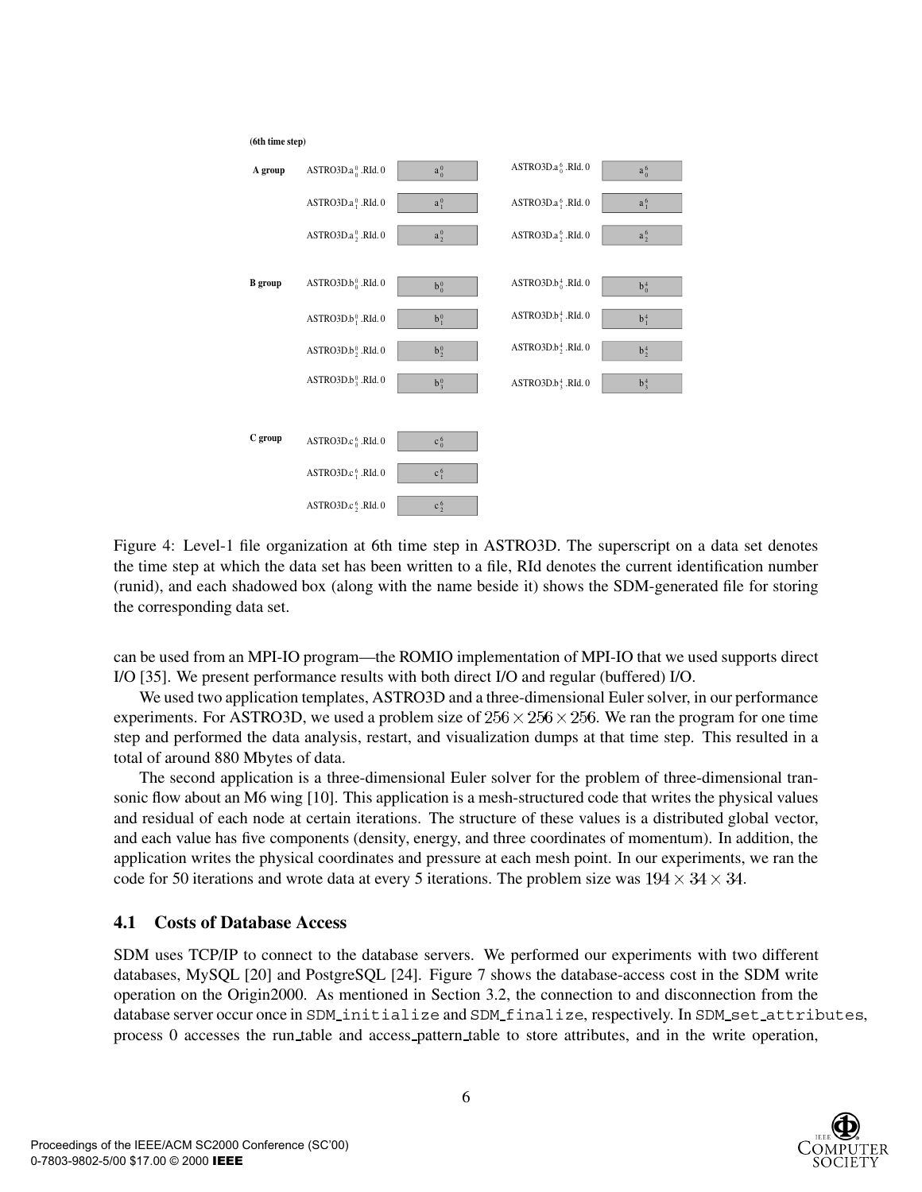**(6th time step)**

| | | | | |
|---|---|---|---|---|
| **A group** | ASTRO3D.$a_0^0$.RId. 0 | $a_0^0$ | ASTRO3D.$a_0^6$.RId. 0 | $a_0^6$ |
| | ASTRO3D.$a_1^0$.RId. 0 | $a_1^0$ | ASTRO3D.$a_1^6$.RId. 0 | $a_1^6$ |
| | ASTRO3D.$a_2^0$.RId. 0 | $a_2^0$ | ASTRO3D.$a_2^6$.RId. 0 | $a_2^6$ |
| **B group** | ASTRO3D.$b_0^0$.RId. 0 | $b_0^0$ | ASTRO3D.$b_0^4$.RId. 0 | $b_0^4$ |
| | ASTRO3D.$b_1^0$.RId. 0 | $b_1^0$ | ASTRO3D.$b_1^4$.RId. 0 | $b_1^4$ |
| | ASTRO3D.$b_2^0$.RId. 0 | $b_2^0$ | ASTRO3D.$b_2^4$.RId. 0 | $b_2^4$ |
| | ASTRO3D.$b_3^0$.RId. 0 | $b_3^0$ | ASTRO3D.$b_3^4$.RId. 0 | $b_3^4$ |
| **C group** | ASTRO3D.$c_0^6$.RId. 0 | $c_0^6$ | | |
| | ASTRO3D.$c_1^6$.RId. 0 | $c_1^6$ | | |
| | ASTRO3D.$c_2^6$.RId. 0 | $c_2^6$ | | |

Figure 4: Level-1 file organization at 6th time step in ASTRO3D. The superscript on a data set denotes the time step at which the data set has been written to a file, RId denotes the current identification number (runid), and each shadowed box (along with the name beside it) shows the SDM-generated file for storing the corresponding data set.

can be used from an MPI-IO program—the ROMIO implementation of MPI-IO that we used supports direct I/O [35]. We present performance results with both direct I/O and regular (buffered) I/O.

We used two application templates, ASTRO3D and a three-dimensional Euler solver, in our performance experiments. For ASTRO3D, we used a problem size of $256 \times 256 \times 256$. We ran the program for one time step and performed the data analysis, restart, and visualization dumps at that time step. This resulted in a total of around 880 Mbytes of data.

The second application is a three-dimensional Euler solver for the problem of three-dimensional transonic flow about an M6 wing [10]. This application is a mesh-structured code that writes the physical values and residual of each node at certain iterations. The structure of these values is a distributed global vector, and each value has five components (density, energy, and three coordinates of momentum). In addition, the application writes the physical coordinates and pressure at each mesh point. In our experiments, we ran the code for 50 iterations and wrote data at every 5 iterations. The problem size was $194 \times 34 \times 34$.

### 4.1 Costs of Database Access

SDM uses TCP/IP to connect to the database servers. We performed our experiments with two different databases, MySQL [20] and PostgreSQL [24]. Figure 7 shows the database-access cost in the SDM write operation on the Origin2000. As mentioned in Section 3.2, the connection to and disconnection from the database server occur once in `SDM_initialize` and `SDM_finalize`, respectively. In `SDM_set_attributes`, process 0 accesses the run_table and access_pattern_table to store attributes, and in the write operation,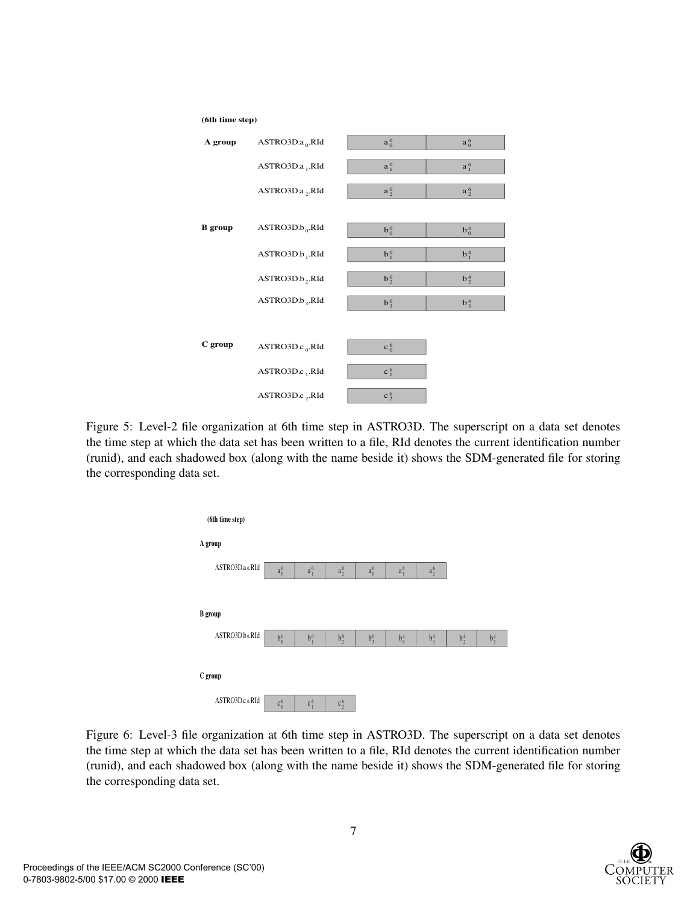(6th time step)

| A group | ASTRO3D.$a_0$.RId | $a_0^0$ | $a_0^6$ |
|---|---|---|---|
| | ASTRO3D.$a_1$.RId | $a_1^0$ | $a_1^6$ |
| | ASTRO3D.$a_2$.RId | $a_2^0$ | $a_2^6$ |
| B group | ASTRO3D.$b_0$.RId | $b_0^0$ | $b_0^4$ |
| | ASTRO3D.$b_1$.RId | $b_1^0$ | $b_1^4$ |
| | ASTRO3D.$b_2$.RId | $b_2^0$ | $b_2^4$ |
| | ASTRO3D.$b_3$.RId | $b_3^0$ | $b_3^4$ |
| C group | ASTRO3D.$c_0$.RId | $c_0^6$ | |
| | ASTRO3D.$c_1$.RId | $c_1^6$ | |
| | ASTRO3D.$c_2$.RId | $c_2^6$ | |

Figure 5: Level-2 file organization at 6th time step in ASTRO3D. The superscript on a data set denotes the time step at which the data set has been written to a file, RId denotes the current identification number (runid), and each shadowed box (along with the name beside it) shows the SDM-generated file for storing the corresponding data set.

(6th time step)

A group

| ASTRO3D.$a_0$.RId | $a_0^0$ | $a_1^0$ | $a_2^0$ | $a_0^6$ | $a_1^6$ | $a_2^6$ | | |
|---|---|---|---|---|---|---|---|---|

B group

| ASTRO3D.$b_0$.RId | $b_0^0$ | $b_1^0$ | $b_2^0$ | $b_3^0$ | $b_0^4$ | $b_1^4$ | $b_2^4$ | $b_3^4$ |
|---|---|---|---|---|---|---|---|---|

C group

| ASTRO3D.$c_0$.RId | $c_0^6$ | $c_1^6$ | $c_2^6$ |
|---|---|---|---|

Figure 6: Level-3 file organization at 6th time step in ASTRO3D. The superscript on a data set denotes the time step at which the data set has been written to a file, RId denotes the current identification number (runid), and each shadowed box (along with the name beside it) shows the SDM-generated file for storing the corresponding data set.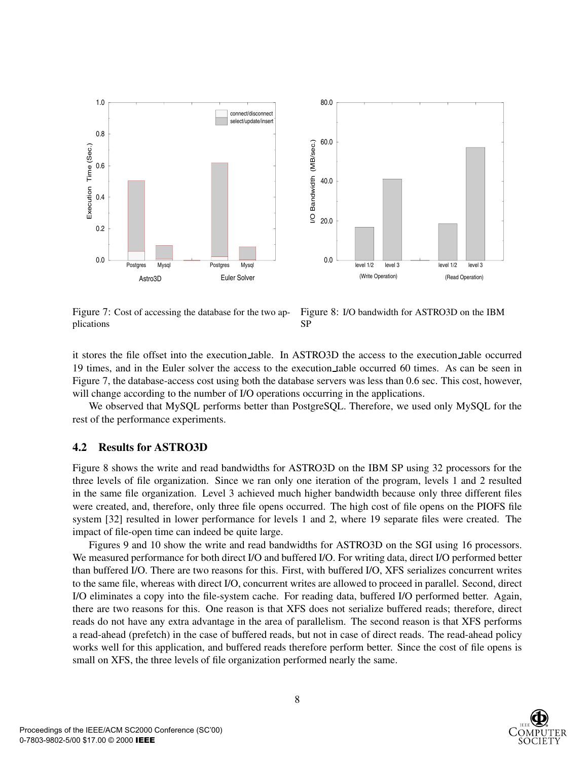Figure 7: Cost of accessing the database for the two applications

Figure 8: I/O bandwidth for ASTRO3D on the IBM SP

it stores the file offset into the execution_table. In ASTRO3D the access to the execution_table occurred 19 times, and in the Euler solver the access to the execution_table occurred 60 times. As can be seen in Figure 7, the database-access cost using both the database servers was less than 0.6 sec. This cost, however, will change according to the number of I/O operations occurring in the applications.

We observed that MySQL performs better than PostgreSQL. Therefore, we used only MySQL for the rest of the performance experiments.

## 4.2 Results for ASTRO3D

Figure 8 shows the write and read bandwidths for ASTRO3D on the IBM SP using 32 processors for the three levels of file organization. Since we ran only one iteration of the program, levels 1 and 2 resulted in the same file organization. Level 3 achieved much higher bandwidth because only three different files were created, and, therefore, only three file opens occurred. The high cost of file opens on the PIOFS file system [32] resulted in lower performance for levels 1 and 2, where 19 separate files were created. The impact of file-open time can indeed be quite large.

Figures 9 and 10 show the write and read bandwidths for ASTRO3D on the SGI using 16 processors. We measured performance for both direct I/O and buffered I/O. For writing data, direct I/O performed better than buffered I/O. There are two reasons for this. First, with buffered I/O, XFS serializes concurrent writes to the same file, whereas with direct I/O, concurrent writes are allowed to proceed in parallel. Second, direct I/O eliminates a copy into the file-system cache. For reading data, buffered I/O performed better. Again, there are two reasons for this. One reason is that XFS does not serialize buffered reads; therefore, direct reads do not have any extra advantage in the area of parallelism. The second reason is that XFS performs a read-ahead (prefetch) in the case of buffered reads, but not in case of direct reads. The read-ahead policy works well for this application, and buffered reads therefore perform better. Since the cost of file opens is small on XFS, the three levels of file organization performed nearly the same.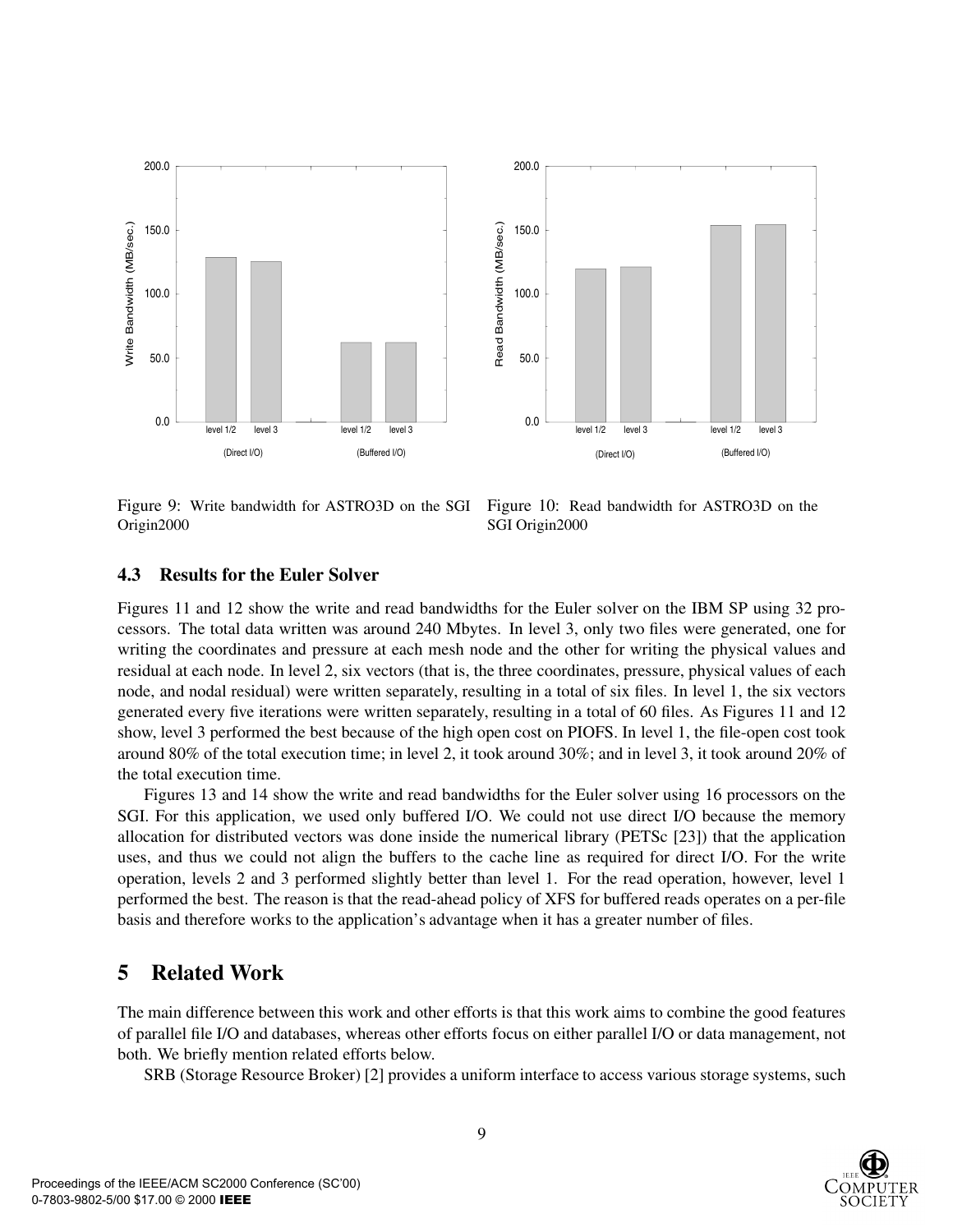Figure 9: Write bandwidth for ASTRO3D on the SGI Origin2000

Figure 10: Read bandwidth for ASTRO3D on the SGI Origin2000

### 4.3 Results for the Euler Solver

Figures 11 and 12 show the write and read bandwidths for the Euler solver on the IBM SP using 32 processors. The total data written was around 240 Mbytes. In level 3, only two files were generated, one for writing the coordinates and pressure at each mesh node and the other for writing the physical values and residual at each node. In level 2, six vectors (that is, the three coordinates, pressure, physical values of each node, and nodal residual) were written separately, resulting in a total of six files. In level 1, the six vectors generated every five iterations were written separately, resulting in a total of 60 files. As Figures 11 and 12 show, level 3 performed the best because of the high open cost on PIOFS. In level 1, the file-open cost took around 80% of the total execution time; in level 2, it took around 30%; and in level 3, it took around 20% of the total execution time.

Figures 13 and 14 show the write and read bandwidths for the Euler solver using 16 processors on the SGI. For this application, we used only buffered I/O. We could not use direct I/O because the memory allocation for distributed vectors was done inside the numerical library (PETSc [23]) that the application uses, and thus we could not align the buffers to the cache line as required for direct I/O. For the write operation, levels 2 and 3 performed slightly better than level 1. For the read operation, however, level 1 performed the best. The reason is that the read-ahead policy of XFS for buffered reads operates on a per-file basis and therefore works to the application's advantage when it has a greater number of files.

## 5 Related Work

The main difference between this work and other efforts is that this work aims to combine the good features of parallel file I/O and databases, whereas other efforts focus on either parallel I/O or data management, not both. We briefly mention related efforts below.

SRB (Storage Resource Broker) [2] provides a uniform interface to access various storage systems, such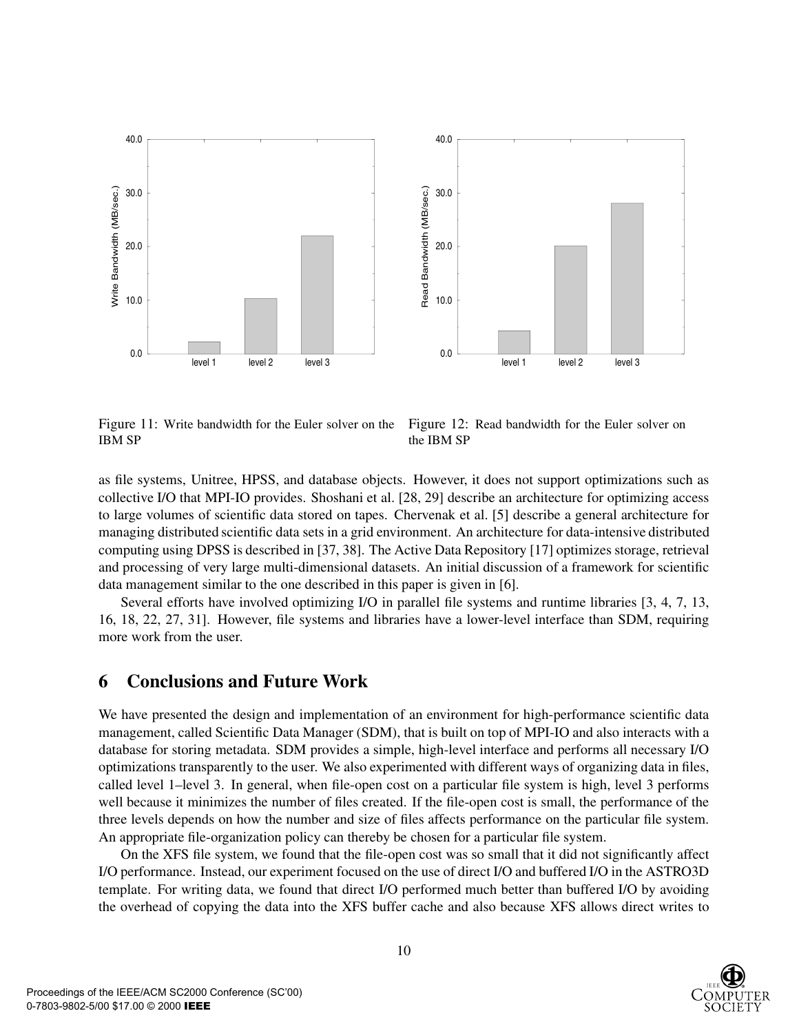Figure 11: Write bandwidth for the Euler solver on the IBM SP

Figure 12: Read bandwidth for the Euler solver on the IBM SP

as file systems, Unitree, HPSS, and database objects. However, it does not support optimizations such as collective I/O that MPI-IO provides. Shoshani et al. [28, 29] describe an architecture for optimizing access to large volumes of scientific data stored on tapes. Chervenak et al. [5] describe a general architecture for managing distributed scientific data sets in a grid environment. An architecture for data-intensive distributed computing using DPSS is described in [37, 38]. The Active Data Repository [17] optimizes storage, retrieval and processing of very large multi-dimensional datasets. An initial discussion of a framework for scientific data management similar to the one described in this paper is given in [6].

Several efforts have involved optimizing I/O in parallel file systems and runtime libraries [3, 4, 7, 13, 16, 18, 22, 27, 31]. However, file systems and libraries have a lower-level interface than SDM, requiring more work from the user.

# 6 Conclusions and Future Work

We have presented the design and implementation of an environment for high-performance scientific data management, called Scientific Data Manager (SDM), that is built on top of MPI-IO and also interacts with a database for storing metadata. SDM provides a simple, high-level interface and performs all necessary I/O optimizations transparently to the user. We also experimented with different ways of organizing data in files, called level 1–level 3. In general, when file-open cost on a particular file system is high, level 3 performs well because it minimizes the number of files created. If the file-open cost is small, the performance of the three levels depends on how the number and size of files affects performance on the particular file system. An appropriate file-organization policy can thereby be chosen for a particular file system.

On the XFS file system, we found that the file-open cost was so small that it did not significantly affect I/O performance. Instead, our experiment focused on the use of direct I/O and buffered I/O in the ASTRO3D template. For writing data, we found that direct I/O performed much better than buffered I/O by avoiding the overhead of copying the data into the XFS buffer cache and also because XFS allows direct writes to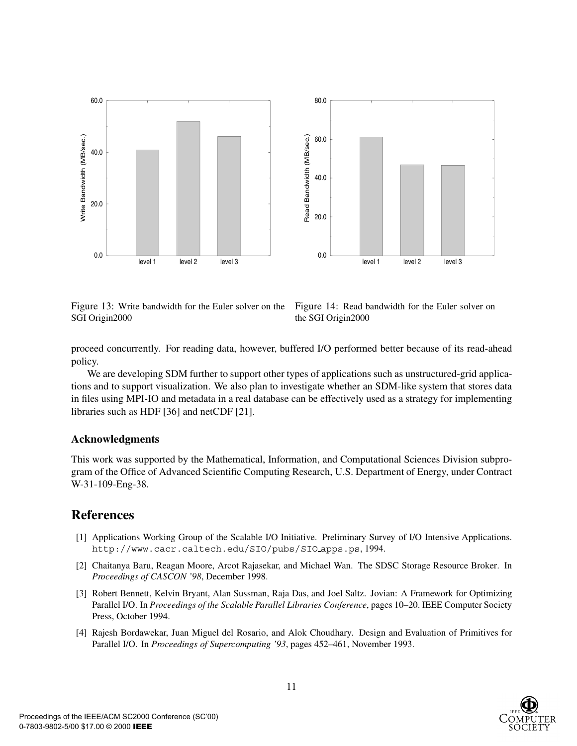Figure 13: Write bandwidth for the Euler solver on the SGI Origin2000

Figure 14: Read bandwidth for the Euler solver on the SGI Origin2000

proceed concurrently. For reading data, however, buffered I/O performed better because of its read-ahead policy.

We are developing SDM further to support other types of applications such as unstructured-grid applications and to support visualization. We also plan to investigate whether an SDM-like system that stores data in files using MPI-IO and metadata in a real database can be effectively used as a strategy for implementing libraries such as HDF [36] and netCDF [21].

### Acknowledgments

This work was supported by the Mathematical, Information, and Computational Sciences Division subprogram of the Office of Advanced Scientific Computing Research, U.S. Department of Energy, under Contract W-31-109-Eng-38.

## References

[1] Applications Working Group of the Scalable I/O Initiative. Preliminary Survey of I/O Intensive Applications. http://www.cacr.caltech.edu/SIO/pubs/SIO_apps.ps, 1994.

[2] Chaitanya Baru, Reagan Moore, Arcot Rajasekar, and Michael Wan. The SDSC Storage Resource Broker. In *Proceedings of CASCON '98*, December 1998.

[3] Robert Bennett, Kelvin Bryant, Alan Sussman, Raja Das, and Joel Saltz. Jovian: A Framework for Optimizing Parallel I/O. In *Proceedings of the Scalable Parallel Libraries Conference*, pages 10–20. IEEE Computer Society Press, October 1994.

[4] Rajesh Bordawekar, Juan Miguel del Rosario, and Alok Choudhary. Design and Evaluation of Primitives for Parallel I/O. In *Proceedings of Supercomputing '93*, pages 452–461, November 1993.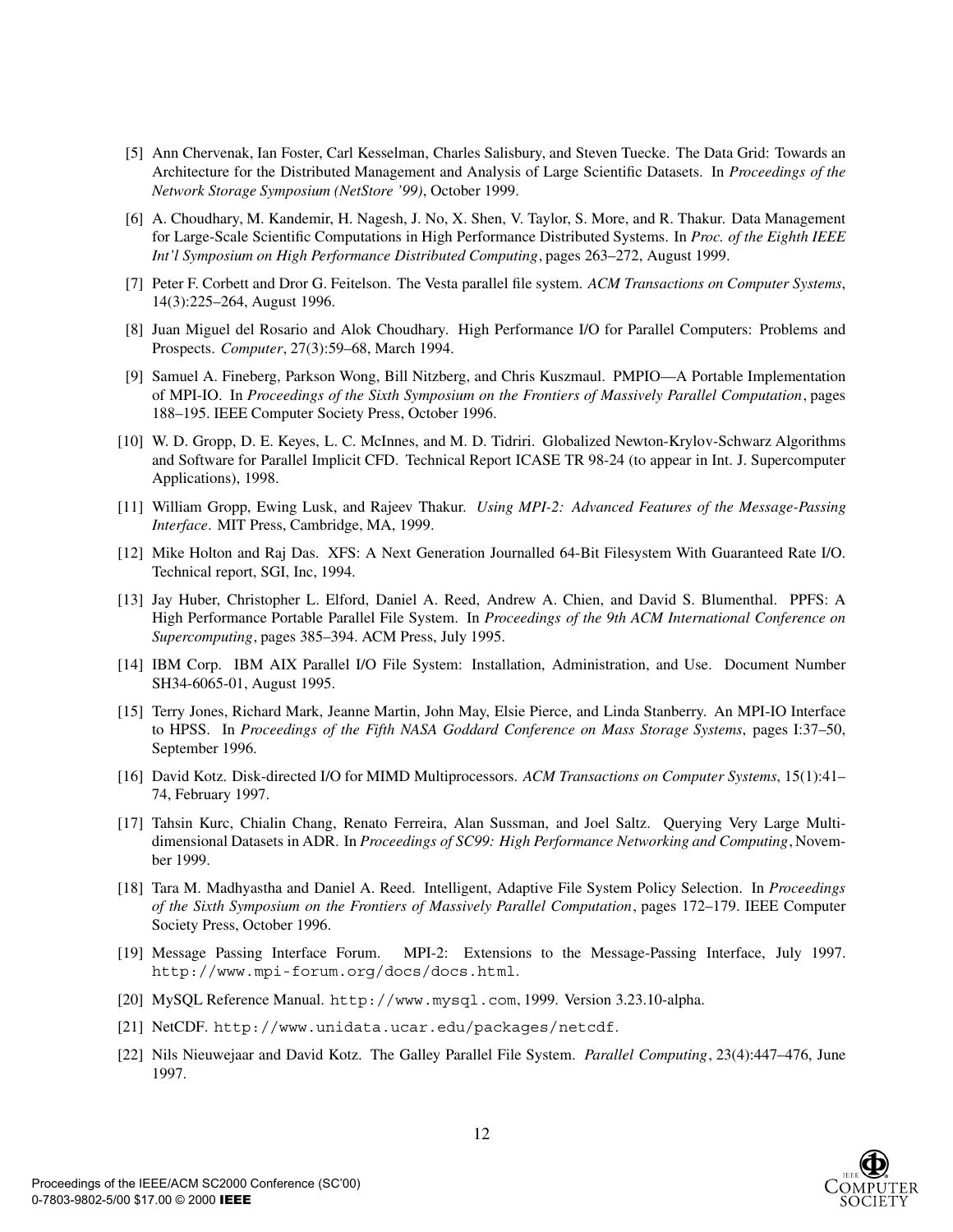[5] Ann Chervenak, Ian Foster, Carl Kesselman, Charles Salisbury, and Steven Tuecke. The Data Grid: Towards an Architecture for the Distributed Management and Analysis of Large Scientific Datasets. In *Proceedings of the Network Storage Symposium (NetStore '99)*, October 1999.

[6] A. Choudhary, M. Kandemir, H. Nagesh, J. No, X. Shen, V. Taylor, S. More, and R. Thakur. Data Management for Large-Scale Scientific Computations in High Performance Distributed Systems. In *Proc. of the Eighth IEEE Int'l Symposium on High Performance Distributed Computing*, pages 263–272, August 1999.

[7] Peter F. Corbett and Dror G. Feitelson. The Vesta parallel file system. *ACM Transactions on Computer Systems*, 14(3):225–264, August 1996.

[8] Juan Miguel del Rosario and Alok Choudhary. High Performance I/O for Parallel Computers: Problems and Prospects. *Computer*, 27(3):59–68, March 1994.

[9] Samuel A. Fineberg, Parkson Wong, Bill Nitzberg, and Chris Kuszmaul. PMPIO—A Portable Implementation of MPI-IO. In *Proceedings of the Sixth Symposium on the Frontiers of Massively Parallel Computation*, pages 188–195. IEEE Computer Society Press, October 1996.

[10] W. D. Gropp, D. E. Keyes, L. C. McInnes, and M. D. Tidriri. Globalized Newton-Krylov-Schwarz Algorithms and Software for Parallel Implicit CFD. Technical Report ICASE TR 98-24 (to appear in Int. J. Supercomputer Applications), 1998.

[11] William Gropp, Ewing Lusk, and Rajeev Thakur. *Using MPI-2: Advanced Features of the Message-Passing Interface*. MIT Press, Cambridge, MA, 1999.

[12] Mike Holton and Raj Das. XFS: A Next Generation Journalled 64-Bit Filesystem With Guaranteed Rate I/O. Technical report, SGI, Inc, 1994.

[13] Jay Huber, Christopher L. Elford, Daniel A. Reed, Andrew A. Chien, and David S. Blumenthal. PPFS: A High Performance Portable Parallel File System. In *Proceedings of the 9th ACM International Conference on Supercomputing*, pages 385–394. ACM Press, July 1995.

[14] IBM Corp. IBM AIX Parallel I/O File System: Installation, Administration, and Use. Document Number SH34-6065-01, August 1995.

[15] Terry Jones, Richard Mark, Jeanne Martin, John May, Elsie Pierce, and Linda Stanberry. An MPI-IO Interface to HPSS. In *Proceedings of the Fifth NASA Goddard Conference on Mass Storage Systems*, pages I:37–50, September 1996.

[16] David Kotz. Disk-directed I/O for MIMD Multiprocessors. *ACM Transactions on Computer Systems*, 15(1):41–74, February 1997.

[17] Tahsin Kurc, Chialin Chang, Renato Ferreira, Alan Sussman, and Joel Saltz. Querying Very Large Multidimensional Datasets in ADR. In *Proceedings of SC99: High Performance Networking and Computing*, November 1999.

[18] Tara M. Madhyastha and Daniel A. Reed. Intelligent, Adaptive File System Policy Selection. In *Proceedings of the Sixth Symposium on the Frontiers of Massively Parallel Computation*, pages 172–179. IEEE Computer Society Press, October 1996.

[19] Message Passing Interface Forum. MPI-2: Extensions to the Message-Passing Interface, July 1997. `http://www.mpi-forum.org/docs/docs.html`.

[20] MySQL Reference Manual. `http://www.mysql.com`, 1999. Version 3.23.10-alpha.

[21] NetCDF. `http://www.unidata.ucar.edu/packages/netcdf`.

[22] Nils Nieuwejaar and David Kotz. The Galley Parallel File System. *Parallel Computing*, 23(4):447–476, June 1997.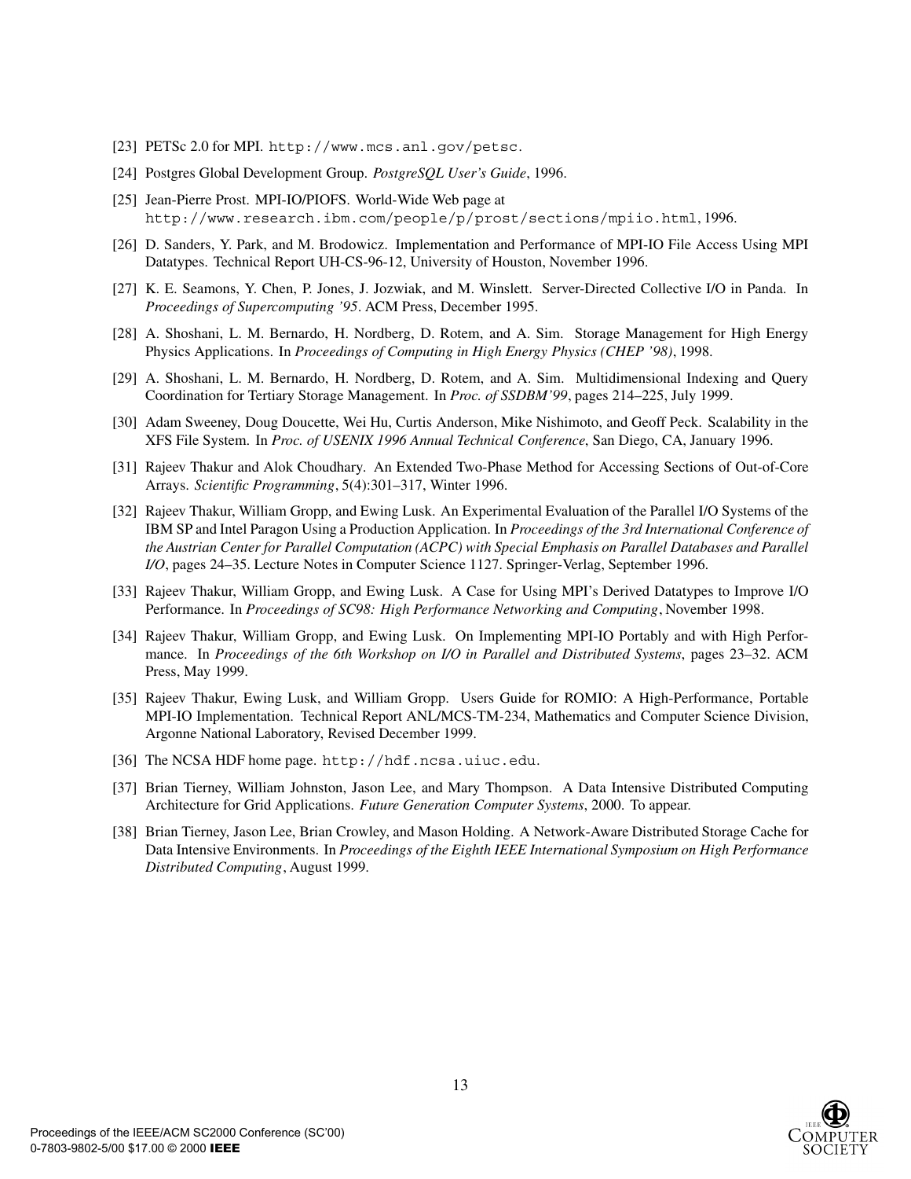[23] PETSc 2.0 for MPI. `http://www.mcs.anl.gov/petsc`.

[24] Postgres Global Development Group. *PostgreSQL User's Guide*, 1996.

[25] Jean-Pierre Prost. MPI-IO/PIOFS. World-Wide Web page at `http://www.research.ibm.com/people/p/prost/sections/mpiio.html`, 1996.

[26] D. Sanders, Y. Park, and M. Brodowicz. Implementation and Performance of MPI-IO File Access Using MPI Datatypes. Technical Report UH-CS-96-12, University of Houston, November 1996.

[27] K. E. Seamons, Y. Chen, P. Jones, J. Jozwiak, and M. Winslett. Server-Directed Collective I/O in Panda. In *Proceedings of Supercomputing '95*. ACM Press, December 1995.

[28] A. Shoshani, L. M. Bernardo, H. Nordberg, D. Rotem, and A. Sim. Storage Management for High Energy Physics Applications. In *Proceedings of Computing in High Energy Physics (CHEP '98)*, 1998.

[29] A. Shoshani, L. M. Bernardo, H. Nordberg, D. Rotem, and A. Sim. Multidimensional Indexing and Query Coordination for Tertiary Storage Management. In *Proc. of SSDBM'99*, pages 214–225, July 1999.

[30] Adam Sweeney, Doug Doucette, Wei Hu, Curtis Anderson, Mike Nishimoto, and Geoff Peck. Scalability in the XFS File System. In *Proc. of USENIX 1996 Annual Technical Conference*, San Diego, CA, January 1996.

[31] Rajeev Thakur and Alok Choudhary. An Extended Two-Phase Method for Accessing Sections of Out-of-Core Arrays. *Scientific Programming*, 5(4):301–317, Winter 1996.

[32] Rajeev Thakur, William Gropp, and Ewing Lusk. An Experimental Evaluation of the Parallel I/O Systems of the IBM SP and Intel Paragon Using a Production Application. In *Proceedings of the 3rd International Conference of the Austrian Center for Parallel Computation (ACPC) with Special Emphasis on Parallel Databases and Parallel I/O*, pages 24–35. Lecture Notes in Computer Science 1127. Springer-Verlag, September 1996.

[33] Rajeev Thakur, William Gropp, and Ewing Lusk. A Case for Using MPI's Derived Datatypes to Improve I/O Performance. In *Proceedings of SC98: High Performance Networking and Computing*, November 1998.

[34] Rajeev Thakur, William Gropp, and Ewing Lusk. On Implementing MPI-IO Portably and with High Performance. In *Proceedings of the 6th Workshop on I/O in Parallel and Distributed Systems*, pages 23–32. ACM Press, May 1999.

[35] Rajeev Thakur, Ewing Lusk, and William Gropp. Users Guide for ROMIO: A High-Performance, Portable MPI-IO Implementation. Technical Report ANL/MCS-TM-234, Mathematics and Computer Science Division, Argonne National Laboratory, Revised December 1999.

[36] The NCSA HDF home page. `http://hdf.ncsa.uiuc.edu`.

[37] Brian Tierney, William Johnston, Jason Lee, and Mary Thompson. A Data Intensive Distributed Computing Architecture for Grid Applications. *Future Generation Computer Systems*, 2000. To appear.

[38] Brian Tierney, Jason Lee, Brian Crowley, and Mason Holding. A Network-Aware Distributed Storage Cache for Data Intensive Environments. In *Proceedings of the Eighth IEEE International Symposium on High Performance Distributed Computing*, August 1999.